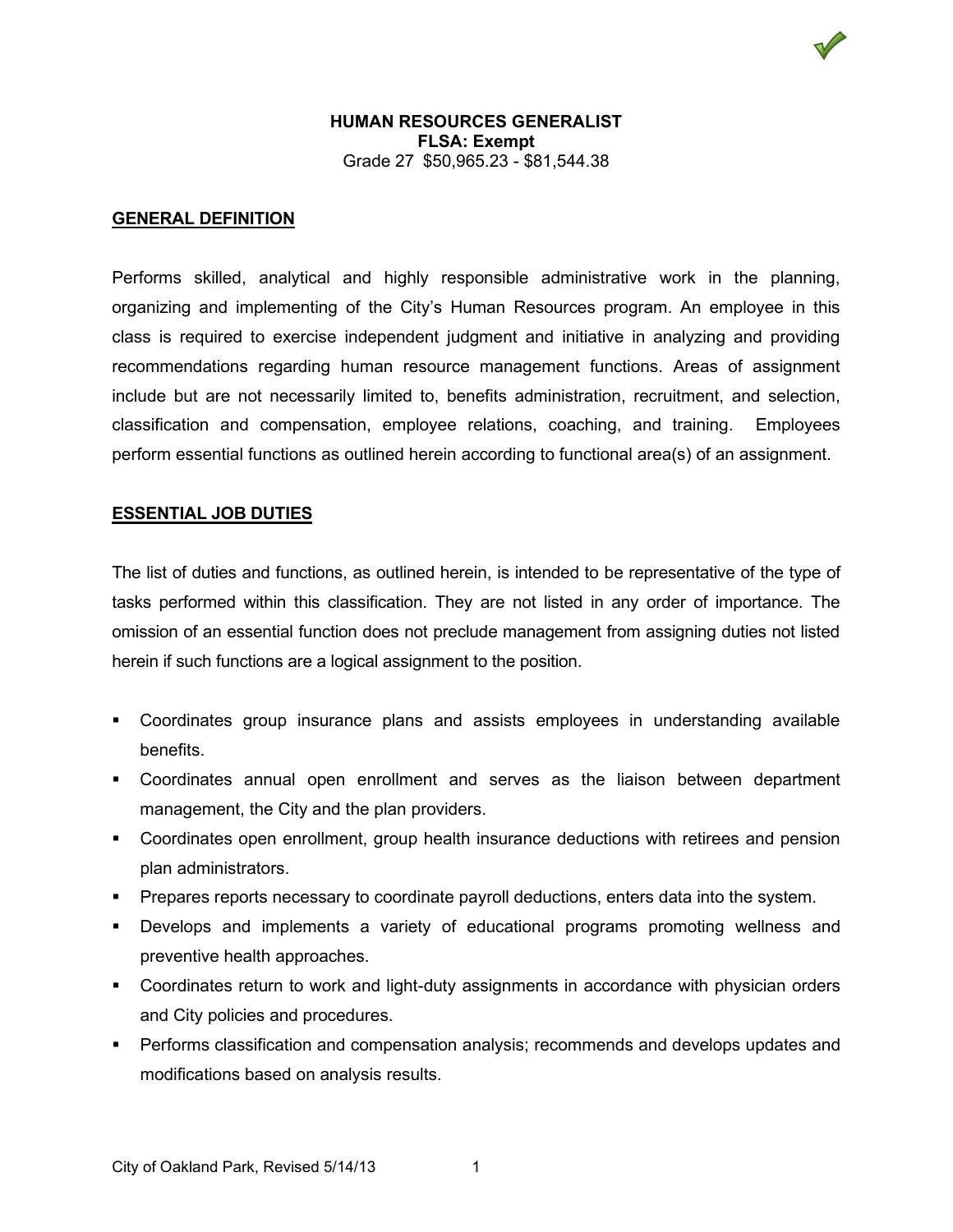# HUMAN RESOURCES GENERALIST

**FLSA: Exempt**

Grade 27 $50,965.23 - $81,544.38

## GENERAL DEFINITION

Performs skilled, analytical and highly responsible administrative work in the planning, organizing and implementing of the City's Human Resources program. An employee in this class is required to exercise independent judgment and initiative in analyzing and providing recommendations regarding human resource management functions. Areas of assignment include but are not necessarily limited to, benefits administration, recruitment, and selection, classification and compensation, employee relations, coaching, and training. Employees perform essential functions as outlined herein according to functional area(s) of an assignment.

## ESSENTIAL JOB DUTIES

The list of duties and functions, as outlined herein, is intended to be representative of the type of tasks performed within this classification. They are not listed in any order of importance. The omission of an essential function does not preclude management from assigning duties not listed herein if such functions are a logical assignment to the position.

- Coordinates group insurance plans and assists employees in understanding available benefits.
- Coordinates annual open enrollment and serves as the liaison between department management, the City and the plan providers.
- Coordinates open enrollment, group health insurance deductions with retirees and pension plan administrators.
- Prepares reports necessary to coordinate payroll deductions, enters data into the system.
- Develops and implements a variety of educational programs promoting wellness and preventive health approaches.
- Coordinates return to work and light-duty assignments in accordance with physician orders and City policies and procedures.
- Performs classification and compensation analysis; recommends and develops updates and modifications based on analysis results.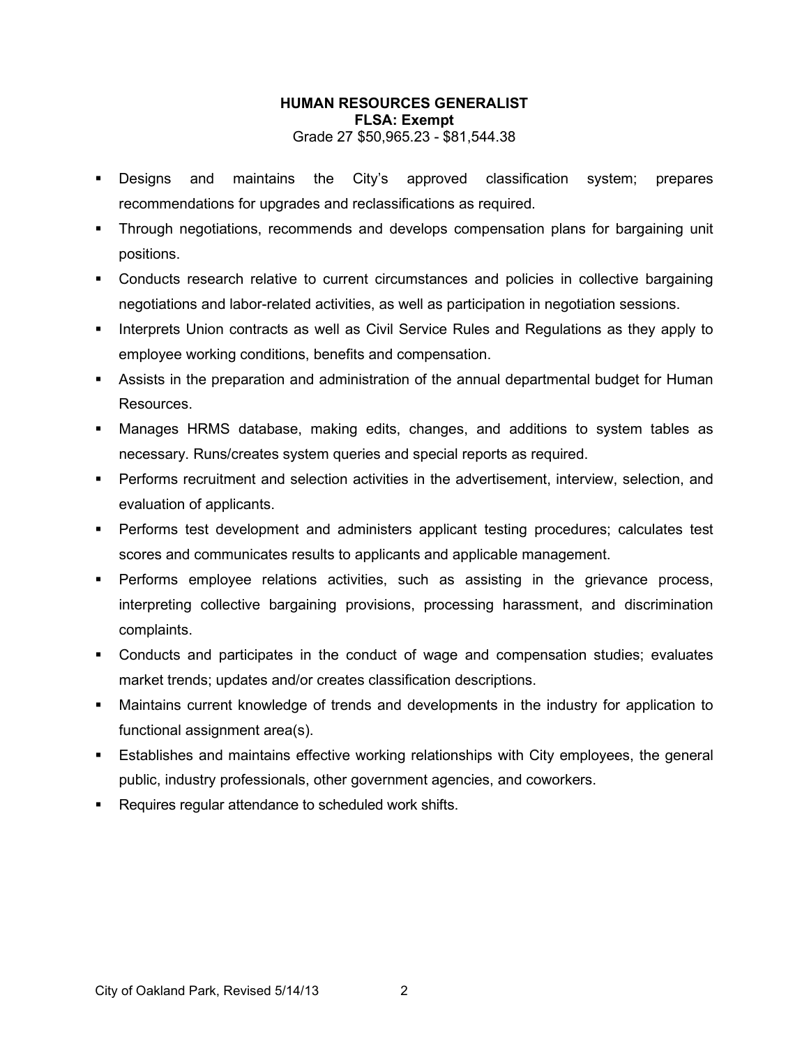**HUMAN RESOURCES GENERALIST**
**FLSA: Exempt**
Grade 27 $50,965.23 - $81,544.38

- Designs and maintains the City's approved classification system; prepares recommendations for upgrades and reclassifications as required.
- Through negotiations, recommends and develops compensation plans for bargaining unit positions.
- Conducts research relative to current circumstances and policies in collective bargaining negotiations and labor-related activities, as well as participation in negotiation sessions.
- Interprets Union contracts as well as Civil Service Rules and Regulations as they apply to employee working conditions, benefits and compensation.
- Assists in the preparation and administration of the annual departmental budget for Human Resources.
- Manages HRMS database, making edits, changes, and additions to system tables as necessary. Runs/creates system queries and special reports as required.
- Performs recruitment and selection activities in the advertisement, interview, selection, and evaluation of applicants.
- Performs test development and administers applicant testing procedures; calculates test scores and communicates results to applicants and applicable management.
- Performs employee relations activities, such as assisting in the grievance process, interpreting collective bargaining provisions, processing harassment, and discrimination complaints.
- Conducts and participates in the conduct of wage and compensation studies; evaluates market trends; updates and/or creates classification descriptions.
- Maintains current knowledge of trends and developments in the industry for application to functional assignment area(s).
- Establishes and maintains effective working relationships with City employees, the general public, industry professionals, other government agencies, and coworkers.
- Requires regular attendance to scheduled work shifts.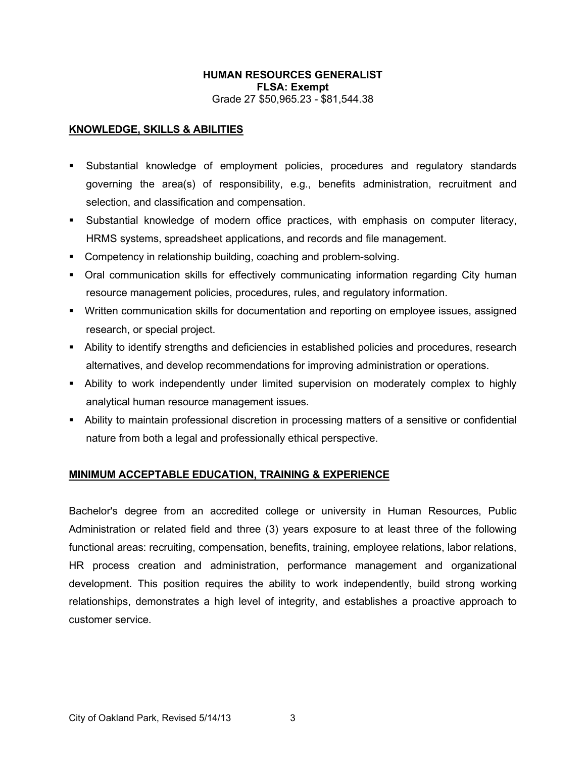**HUMAN RESOURCES GENERALIST**
**FLSA: Exempt**
Grade 27 $50,965.23 - $81,544.38

## KNOWLEDGE, SKILLS & ABILITIES

- Substantial knowledge of employment policies, procedures and regulatory standards governing the area(s) of responsibility, e.g., benefits administration, recruitment and selection, and classification and compensation.
- Substantial knowledge of modern office practices, with emphasis on computer literacy, HRMS systems, spreadsheet applications, and records and file management.
- Competency in relationship building, coaching and problem-solving.
- Oral communication skills for effectively communicating information regarding City human resource management policies, procedures, rules, and regulatory information.
- Written communication skills for documentation and reporting on employee issues, assigned research, or special project.
- Ability to identify strengths and deficiencies in established policies and procedures, research alternatives, and develop recommendations for improving administration or operations.
- Ability to work independently under limited supervision on moderately complex to highly analytical human resource management issues.
- Ability to maintain professional discretion in processing matters of a sensitive or confidential nature from both a legal and professionally ethical perspective.

## MINIMUM ACCEPTABLE EDUCATION, TRAINING & EXPERIENCE

Bachelor's degree from an accredited college or university in Human Resources, Public Administration or related field and three (3) years exposure to at least three of the following functional areas: recruiting, compensation, benefits, training, employee relations, labor relations, HR process creation and administration, performance management and organizational development. This position requires the ability to work independently, build strong working relationships, demonstrates a high level of integrity, and establishes a proactive approach to customer service.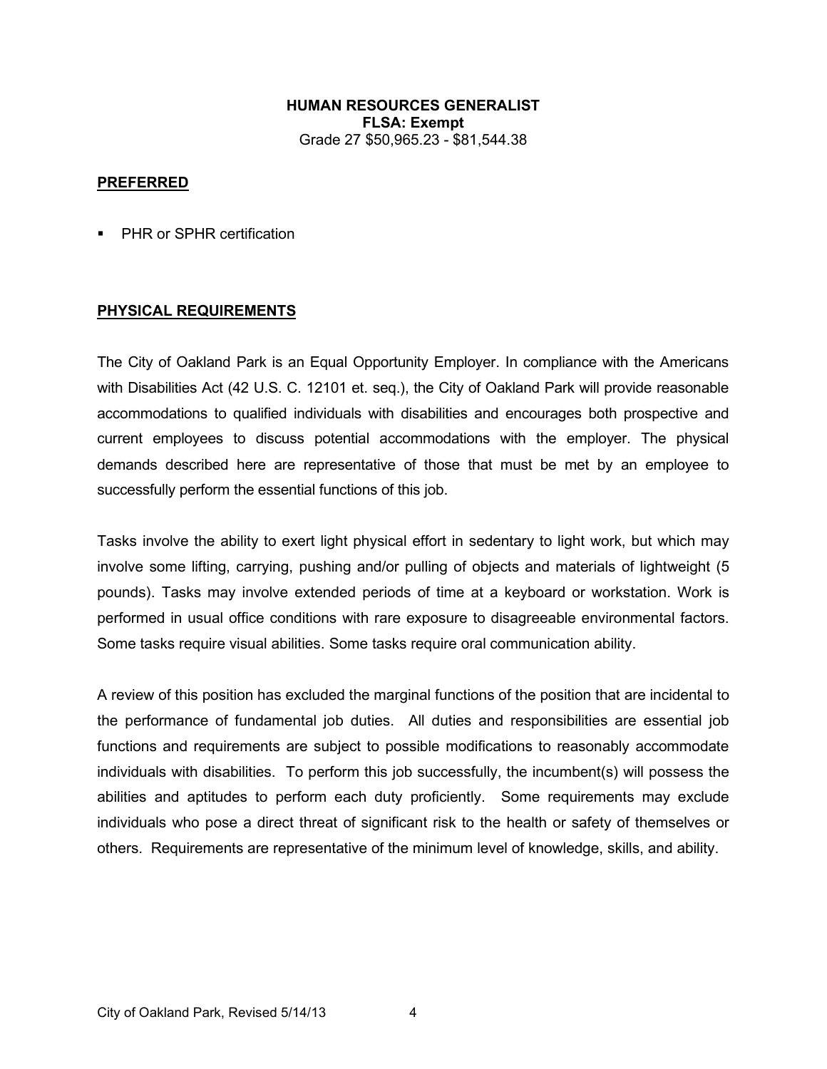**HUMAN RESOURCES GENERALIST**
**FLSA: Exempt**
Grade 27 $50,965.23 - $81,544.38

## PREFERRED

- PHR or SPHR certification

## PHYSICAL REQUIREMENTS

The City of Oakland Park is an Equal Opportunity Employer. In compliance with the Americans with Disabilities Act (42 U.S. C. 12101 et. seq.), the City of Oakland Park will provide reasonable accommodations to qualified individuals with disabilities and encourages both prospective and current employees to discuss potential accommodations with the employer. The physical demands described here are representative of those that must be met by an employee to successfully perform the essential functions of this job.

Tasks involve the ability to exert light physical effort in sedentary to light work, but which may involve some lifting, carrying, pushing and/or pulling of objects and materials of lightweight (5 pounds). Tasks may involve extended periods of time at a keyboard or workstation. Work is performed in usual office conditions with rare exposure to disagreeable environmental factors. Some tasks require visual abilities. Some tasks require oral communication ability.

A review of this position has excluded the marginal functions of the position that are incidental to the performance of fundamental job duties. All duties and responsibilities are essential job functions and requirements are subject to possible modifications to reasonably accommodate individuals with disabilities. To perform this job successfully, the incumbent(s) will possess the abilities and aptitudes to perform each duty proficiently. Some requirements may exclude individuals who pose a direct threat of significant risk to the health or safety of themselves or others. Requirements are representative of the minimum level of knowledge, skills, and ability.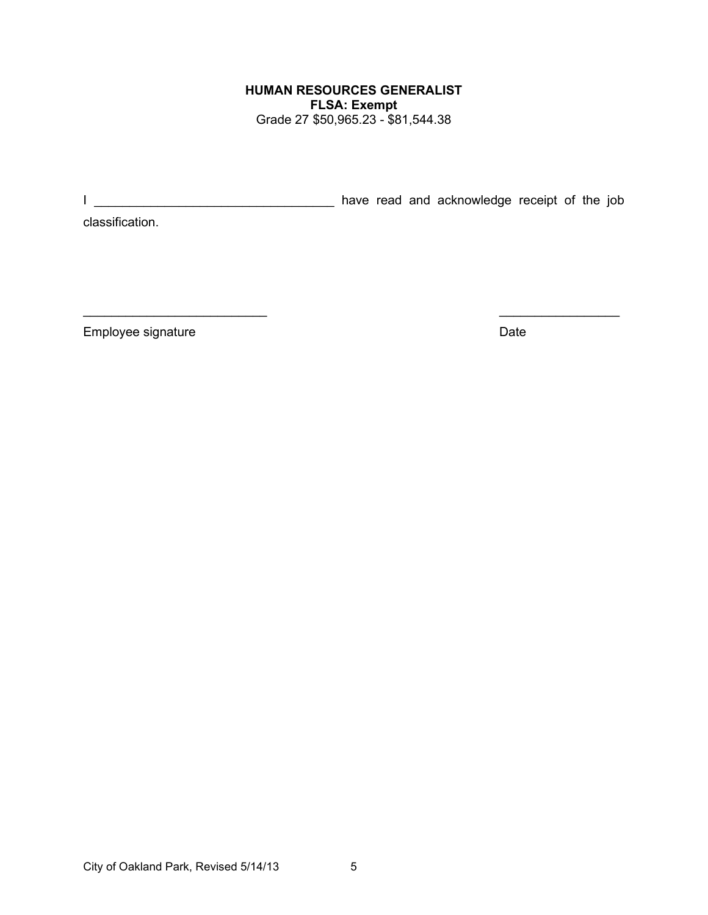**HUMAN RESOURCES GENERALIST**
**FLSA: Exempt**
Grade 27 $50,965.23 - $81,544.38

I _________________________________ have read and acknowledge receipt of the job classification.

__________________________ _________________
Employee signature Date